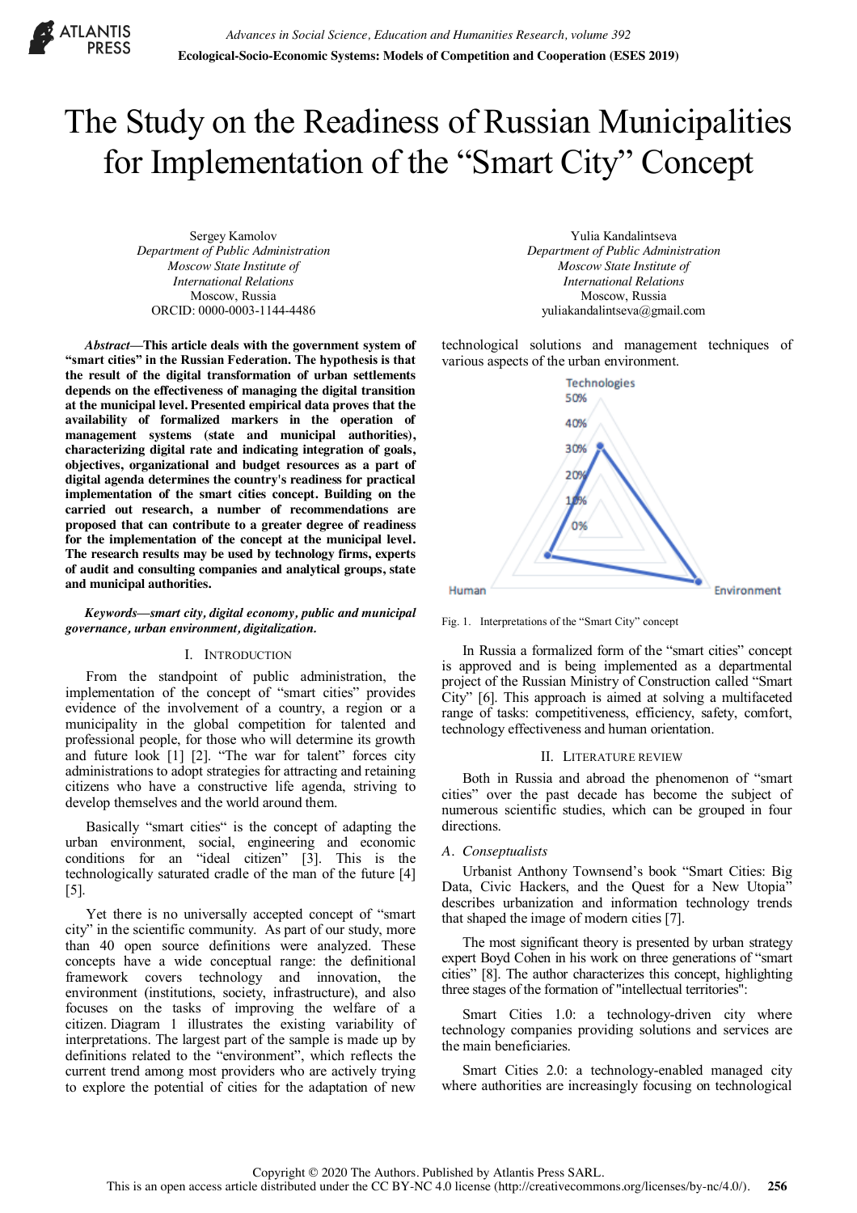# The Study on the Readiness of Russian Municipalities for Implementation of the "Smart City" Concept

Sergey Kamolov
*Department of Public Administration*
*Moscow State Institute of International Relations*
Moscow, Russia
ORCID: 0000-0003-1144-4486

Yulia Kandalintseva
*Department of Public Administration*
*Moscow State Institute of International Relations*
Moscow, Russia
yuliakandalintseva@gmail.com

***Abstract*—This article deals with the government system of "smart cities" in the Russian Federation. The hypothesis is that the result of the digital transformation of urban settlements depends on the effectiveness of managing the digital transition at the municipal level. Presented empirical data proves that the availability of formalized markers in the operation of management systems (state and municipal authorities), characterizing digital rate and indicating integration of goals, objectives, organizational and budget resources as a part of digital agenda determines the country's readiness for practical implementation of the smart cities concept. Building on the carried out research, a number of recommendations are proposed that can contribute to a greater degree of readiness for the implementation of the concept at the municipal level. The research results may be used by technology firms, experts of audit and consulting companies and analytical groups, state and municipal authorities.**

***Keywords—smart city, digital economy, public and municipal governance, urban environment, digitalization.***

## I. Introduction

From the standpoint of public administration, the implementation of the concept of "smart cities" provides evidence of the involvement of a country, a region or a municipality in the global competition for talented and professional people, for those who will determine its growth and future look [1] [2]. "The war for talent" forces city administrations to adopt strategies for attracting and retaining citizens who have a constructive life agenda, striving to develop themselves and the world around them.

Basically "smart cities" is the concept of adapting the urban environment, social, engineering and economic conditions for an "ideal citizen" [3]. This is the technologically saturated cradle of the man of the future [4] [5].

Yet there is no universally accepted concept of "smart city" in the scientific community. As part of our study, more than 40 open source definitions were analyzed. These concepts have a wide conceptual range: the definitional framework covers technology and innovation, the environment (institutions, society, infrastructure), and also focuses on the tasks of improving the welfare of a citizen. Diagram 1 illustrates the existing variability of interpretations. The largest part of the sample is made up by definitions related to the "environment", which reflects the current trend among most providers who are actively trying to explore the potential of cities for the adaptation of new technological solutions and management techniques of various aspects of the urban environment.

Fig. 1. Interpretations of the "Smart City" concept

In Russia a formalized form of the "smart cities" concept is approved and is being implemented as a departmental project of the Russian Ministry of Construction called "Smart City" [6]. This approach is aimed at solving a multifaceted range of tasks: competitiveness, efficiency, safety, comfort, technology effectiveness and human orientation.

## II. Literature Review

Both in Russia and abroad the phenomenon of "smart cities" over the past decade has become the subject of numerous scientific studies, which can be grouped in four directions.

### *A. Conseptualists*

Urbanist Anthony Townsend's book "Smart Cities: Big Data, Civic Hackers, and the Quest for a New Utopia" describes urbanization and information technology trends that shaped the image of modern cities [7].

The most significant theory is presented by urban strategy expert Boyd Cohen in his work on three generations of "smart cities" [8]. The author characterizes this concept, highlighting three stages of the formation of "intellectual territories":

Smart Cities 1.0: a technology-driven city where technology companies providing solutions and services are the main beneficiaries.

Smart Cities 2.0: a technology-enabled managed city where authorities are increasingly focusing on technological

Copyright © 2020 The Authors. Published by Atlantis Press SARL.
This is an open access article distributed under the CC BY-NC 4.0 license (http://creativecommons.org/licenses/by-nc/4.0/).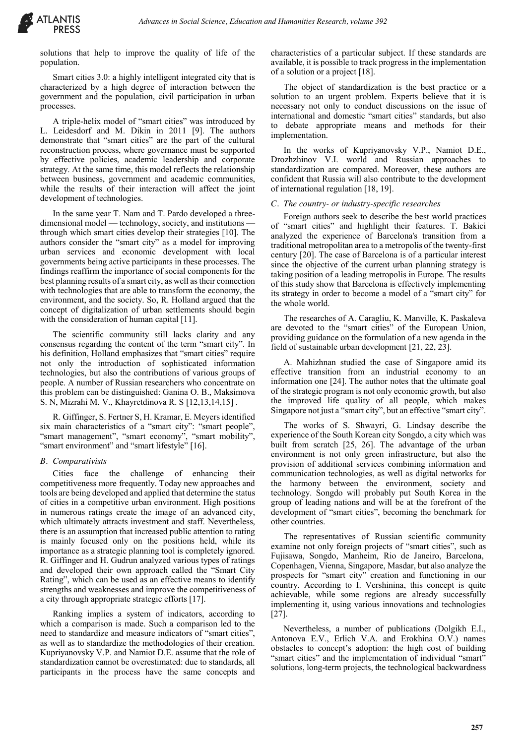solutions that help to improve the quality of life of the population.

Smart cities 3.0: a highly intelligent integrated city that is characterized by a high degree of interaction between the government and the population, civil participation in urban processes.

A triple-helix model of "smart cities" was introduced by L. Leidesdorf and M. Dikin in 2011 [9]. The authors demonstrate that "smart cities" are the part of the cultural reconstruction process, where governance must be supported by effective policies, academic leadership and corporate strategy. At the same time, this model reflects the relationship between business, government and academic communities, while the results of their interaction will affect the joint development of technologies.

In the same year T. Nam and T. Pardo developed a three-dimensional model — technology, society, and institutions — through which smart cities develop their strategies [10]. The authors consider the "smart city" as a model for improving urban services and economic development with local governments being active participants in these processes. The findings reaffirm the importance of social components for the best planning results of a smart city, as well as their connection with technologies that are able to transform the economy, the environment, and the society. So, R. Holland argued that the concept of digitalization of urban settlements should begin with the consideration of human capital [11].

The scientific community still lacks clarity and any consensus regarding the content of the term "smart city". In his definition, Holland emphasizes that "smart cities" require not only the introduction of sophisticated information technologies, but also the contributions of various groups of people. A number of Russian researchers who concentrate on this problem can be distinguished: Ganina O. B., Maksimova S. N, Mizrahi M. V., Khayretdinova R. S [12,13,14,15] .

R. Giffinger, S. Fertner S, H. Kramar, E. Meyers identified six main characteristics of a "smart city": "smart people", "smart management", "smart economy", "smart mobility", "smart environment" and "smart lifestyle" [16].

### *B. Comparativists*

Cities face the challenge of enhancing their competitiveness more frequently. Today new approaches and tools are being developed and applied that determine the status of cities in a competitive urban environment. High positions in numerous ratings create the image of an advanced city, which ultimately attracts investment and staff. Nevertheless, there is an assumption that increased public attention to rating is mainly focused only on the positions held, while its importance as a strategic planning tool is completely ignored. R. Giffinger and H. Gudrun analyzed various types of ratings and developed their own approach called the "Smart City Rating", which can be used as an effective means to identify strengths and weaknesses and improve the competitiveness of a city through appropriate strategic efforts [17].

Ranking implies a system of indicators, according to which a comparison is made. Such a comparison led to the need to standardize and measure indicators of "smart cities", as well as to standardize the methodologies of their creation. Kupriyanovsky V.P. and Namiot D.E. assume that the role of standardization cannot be overestimated: due to standards, all participants in the process have the same concepts and characteristics of a particular subject. If these standards are available, it is possible to track progress in the implementation of a solution or a project [18].

The object of standardization is the best practice or a solution to an urgent problem. Experts believe that it is necessary not only to conduct discussions on the issue of international and domestic "smart cities" standards, but also to debate appropriate means and methods for their implementation.

In the works of Kupriyanovsky V.P., Namiot D.E., Drozhzhinov V.I. world and Russian approaches to standardization are compared. Moreover, these authors are confident that Russia will also contribute to the development of international regulation [18, 19].

### *C. The country- or industry-specific researches*

Foreign authors seek to describe the best world practices of "smart cities" and highlight their features. T. Bakici analyzed the experience of Barcelona's transition from a traditional metropolitan area to a metropolis of the twenty-first century [20]. The case of Barcelona is of a particular interest since the objective of the current urban planning strategy is taking position of a leading metropolis in Europe. The results of this study show that Barcelona is effectively implementing its strategy in order to become a model of a "smart city" for the whole world.

The researches of A. Caragliu, K. Manville, K. Paskaleva are devoted to the "smart cities" of the European Union, providing guidance on the formulation of a new agenda in the field of sustainable urban development [21, 22, 23].

A. Mahizhnan studied the case of Singapore amid its effective transition from an industrial economy to an information one [24]. The author notes that the ultimate goal of the strategic program is not only economic growth, but also the improved life quality of all people, which makes Singapore not just a "smart city", but an effective "smart city".

The works of S. Shwayri, G. Lindsay describe the experience of the South Korean city Songdo, a city which was built from scratch [25, 26]. The advantage of the urban environment is not only green infrastructure, but also the provision of additional services combining information and communication technologies, as well as digital networks for the harmony between the environment, society and technology. Songdo will probably put South Korea in the group of leading nations and will be at the forefront of the development of "smart cities", becoming the benchmark for other countries.

The representatives of Russian scientific community examine not only foreign projects of "smart cities", such as Fujisawa, Songdo, Manheim, Rio de Janeiro, Barcelona, Copenhagen, Vienna, Singapore, Masdar, but also analyze the prospects for "smart city" creation and functioning in our country. According to I. Vershinina, this concept is quite achievable, while some regions are already successfully implementing it, using various innovations and technologies [27].

Nevertheless, a number of publications (Dolgikh E.I., Antonova E.V., Erlich V.A. and Erokhina O.V.) names obstacles to concept's adoption: the high cost of building "smart cities" and the implementation of individual "smart" solutions, long-term projects, the technological backwardness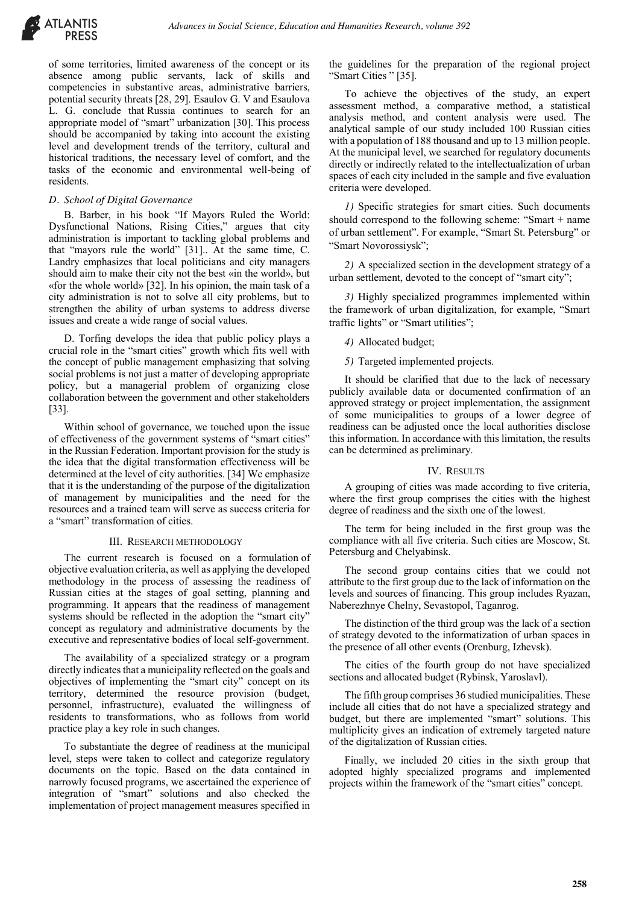of some territories, limited awareness of the concept or its absence among public servants, lack of skills and competencies in substantive areas, administrative barriers, potential security threats [28, 29]. Esaulov G. V and Esaulova L. G. conclude that Russia continues to search for an appropriate model of "smart" urbanization [30]. This process should be accompanied by taking into account the existing level and development trends of the territory, cultural and historical traditions, the necessary level of comfort, and the tasks of the economic and environmental well-being of residents.

### *D. School of Digital Governance*

B. Barber, in his book "If Mayors Ruled the World: Dysfunctional Nations, Rising Cities," argues that city administration is important to tackling global problems and that "mayors rule the world" [31].. At the same time, C. Landry emphasizes that local politicians and city managers should aim to make their city not the best «in the world», but «for the whole world» [32]. In his opinion, the main task of a city administration is not to solve all city problems, but to strengthen the ability of urban systems to address diverse issues and create a wide range of social values.

D. Torfing develops the idea that public policy plays a crucial role in the "smart cities" growth which fits well with the concept of public management emphasizing that solving social problems is not just a matter of developing appropriate policy, but a managerial problem of organizing close collaboration between the government and other stakeholders [33].

Within school of governance, we touched upon the issue of effectiveness of the government systems of "smart cities" in the Russian Federation. Important provision for the study is the idea that the digital transformation effectiveness will be determined at the level of city authorities. [34] We emphasize that it is the understanding of the purpose of the digitalization of management by municipalities and the need for the resources and a trained team will serve as success criteria for a "smart" transformation of cities.

## III. Research methodology

The current research is focused on a formulation of objective evaluation criteria, as well as applying the developed methodology in the process of assessing the readiness of Russian cities at the stages of goal setting, planning and programming. It appears that the readiness of management systems should be reflected in the adoption the "smart city" concept as regulatory and administrative documents by the executive and representative bodies of local self-government.

The availability of a specialized strategy or a program directly indicates that a municipality reflected on the goals and objectives of implementing the "smart city" concept on its territory, determined the resource provision (budget, personnel, infrastructure), evaluated the willingness of residents to transformations, who as follows from world practice play a key role in such changes.

To substantiate the degree of readiness at the municipal level, steps were taken to collect and categorize regulatory documents on the topic. Based on the data contained in narrowly focused programs, we ascertained the experience of integration of "smart" solutions and also checked the implementation of project management measures specified in the guidelines for the preparation of the regional project "Smart Cities " [35].

To achieve the objectives of the study, an expert assessment method, a comparative method, a statistical analysis method, and content analysis were used. The analytical sample of our study included 100 Russian cities with a population of 188 thousand and up to 13 million people. At the municipal level, we searched for regulatory documents directly or indirectly related to the intellectualization of urban spaces of each city included in the sample and five evaluation criteria were developed.

*1)* Specific strategies for smart cities. Such documents should correspond to the following scheme: "Smart + name of urban settlement". For example, "Smart St. Petersburg" or "Smart Novorossiysk";

*2)* A specialized section in the development strategy of a urban settlement, devoted to the concept of "smart city";

*3)* Highly specialized programmes implemented within the framework of urban digitalization, for example, "Smart traffic lights" or "Smart utilities";

*4)* Allocated budget;

*5)* Targeted implemented projects.

It should be clarified that due to the lack of necessary publicly available data or documented confirmation of an approved strategy or project implementation, the assignment of some municipalities to groups of a lower degree of readiness can be adjusted once the local authorities disclose this information. In accordance with this limitation, the results can be determined as preliminary.

## IV. Results

A grouping of cities was made according to five criteria, where the first group comprises the cities with the highest degree of readiness and the sixth one of the lowest.

The term for being included in the first group was the compliance with all five criteria. Such cities are Moscow, St. Petersburg and Chelyabinsk.

The second group contains cities that we could not attribute to the first group due to the lack of information on the levels and sources of financing. This group includes Ryazan, Naberezhnye Chelny, Sevastopol, Taganrog.

The distinction of the third group was the lack of a section of strategy devoted to the informatization of urban spaces in the presence of all other events (Orenburg, Izhevsk).

The cities of the fourth group do not have specialized sections and allocated budget (Rybinsk, Yaroslavl).

The fifth group comprises 36 studied municipalities. These include all cities that do not have a specialized strategy and budget, but there are implemented "smart" solutions. This multiplicity gives an indication of extremely targeted nature of the digitalization of Russian cities.

Finally, we included 20 cities in the sixth group that adopted highly specialized programs and implemented projects within the framework of the "smart cities" concept.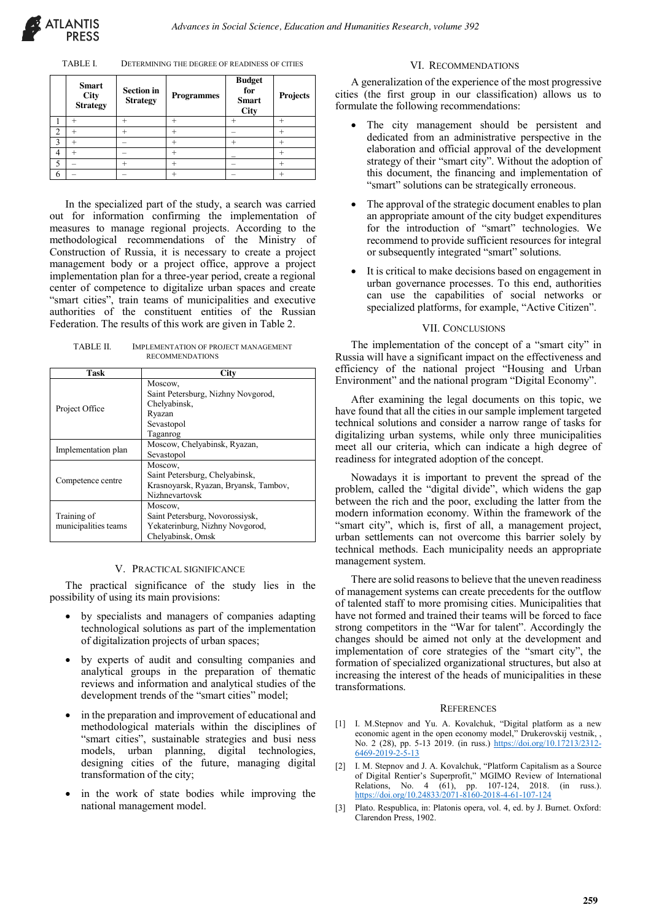TABLE I. DETERMINING THE DEGREE OF READINESS OF CITIES

| | Smart City Strategy | Section in Strategy | Programmes | Budget for Smart City | Projects |
|---|---|---|---|---|---|
| 1 | + | + | + | + | + |
| 2 | + | + | + | – | + |
| 3 | + | – | + | + | + |
| 4 | + | – | + | – | + |
| 5 | – | + | + | – | + |
| 6 | – | – | + | – | + |

In the specialized part of the study, a search was carried out for information confirming the implementation of measures to manage regional projects. According to the methodological recommendations of the Ministry of Construction of Russia, it is necessary to create a project management body or a project office, approve a project implementation plan for a three-year period, create a regional center of competence to digitalize urban spaces and create "smart cities", train teams of municipalities and executive authorities of the constituent entities of the Russian Federation. The results of this work are given in Table 2.

TABLE II. IMPLEMENTATION OF PROJECT MANAGEMENT RECOMMENDATIONS

| Task | City |
|---|---|
| Project Office | Moscow, Saint Petersburg, Nizhny Novgorod, Chelyabinsk, Ryazan, Sevastopol, Taganrog |
| Implementation plan | Moscow, Chelyabinsk, Ryazan, Sevastopol |
| Competence centre | Moscow, Saint Petersburg, Chelyabinsk, Krasnoyarsk, Ryazan, Bryansk, Tambov, Nizhnevartovsk |
| Training of municipalities teams | Moscow, Saint Petersburg, Novorossiysk, Yekaterinburg, Nizhny Novgorod, Chelyabinsk, Omsk |

## V. PRACTICAL SIGNIFICANCE

The practical significance of the study lies in the possibility of using its main provisions:

- by specialists and managers of companies adapting technological solutions as part of the implementation of digitalization projects of urban spaces;
- by experts of audit and consulting companies and analytical groups in the preparation of thematic reviews and information and analytical studies of the development trends of the "smart cities" model;
- in the preparation and improvement of educational and methodological materials within the disciplines of "smart cities", sustainable strategies and busi ness models, urban planning, digital technologies, designing cities of the future, managing digital transformation of the city;
- in the work of state bodies while improving the national management model.

## VI. RECOMMENDATIONS

A generalization of the experience of the most progressive cities (the first group in our classification) allows us to formulate the following recommendations:

- The city management should be persistent and dedicated from an administrative perspective in the elaboration and official approval of the development strategy of their "smart city". Without the adoption of this document, the financing and implementation of "smart" solutions can be strategically erroneous.
- The approval of the strategic document enables to plan an appropriate amount of the city budget expenditures for the introduction of "smart" technologies. We recommend to provide sufficient resources for integral or subsequently integrated "smart" solutions.
- It is critical to make decisions based on engagement in urban governance processes. To this end, authorities can use the capabilities of social networks or specialized platforms, for example, "Active Citizen".

## VII. CONCLUSIONS

The implementation of the concept of a "smart city" in Russia will have a significant impact on the effectiveness and efficiency of the national project "Housing and Urban Environment" and the national program "Digital Economy".

After examining the legal documents on this topic, we have found that all the cities in our sample implement targeted technical solutions and consider a narrow range of tasks for digitalizing urban systems, while only three municipalities meet all our criteria, which can indicate a high degree of readiness for integrated adoption of the concept.

Nowadays it is important to prevent the spread of the problem, called the "digital divide", which widens the gap between the rich and the poor, excluding the latter from the modern information economy. Within the framework of the "smart city", which is, first of all, a management project, urban settlements can not overcome this barrier solely by technical methods. Each municipality needs an appropriate management system.

There are solid reasons to believe that the uneven readiness of management systems can create precedents for the outflow of talented staff to more promising cities. Municipalities that have not formed and trained their teams will be forced to face strong competitors in the "War for talent". Accordingly the changes should be aimed not only at the development and implementation of core strategies of the "smart city", the formation of specialized organizational structures, but also at increasing the interest of the heads of municipalities in these transformations.

## REFERENCES

[1] I. M.Stepnov and Yu. A. Kovalchuk, "Digital platform as a new economic agent in the open economy model," Drukerovskij vestnik, , No. 2 (28), pp. 5-13 2019. (in russ.) https://doi.org/10.17213/2312-6469-2019-2-5-13

[2] I. M. Stepnov and J. A. Kovalchuk, "Platform Capitalism as a Source of Digital Rentier's Superprofit," MGIMO Review of International Relations, No. 4 (61), pp. 107-124, 2018. (in russ.). https://doi.org/10.24833/2071-8160-2018-4-61-107-124

[3] Plato. Respublica, in: Platonis opera, vol. 4, ed. by J. Burnet. Oxford: Clarendon Press, 1902.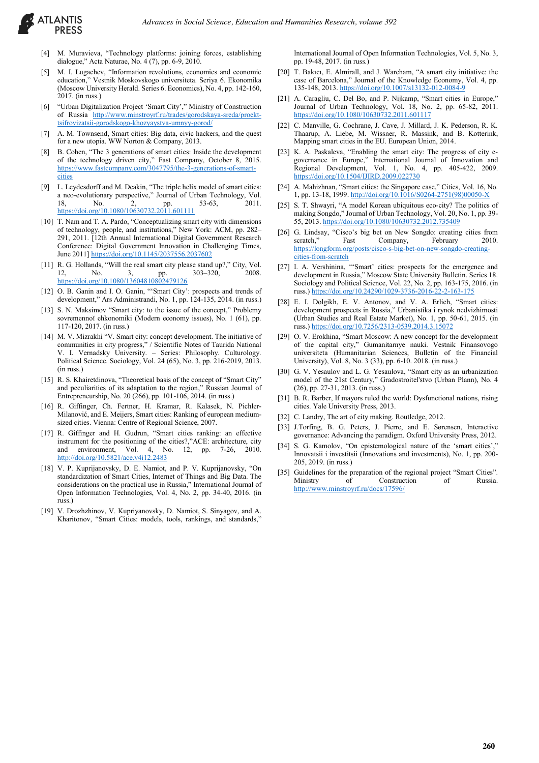[4] M. Muravieva, “Technology platforms: joining forces, establishing dialogue,” Acta Naturae, No. 4 (7), pp. 6-9, 2010.

[5] M. I. Lugachev, “Information revolutions, economics and economic education,” Vestnik Moskovskogo universiteta. Seriya 6. Ekonomika (Moscow University Herald. Series 6. Economics), No. 4, pp. 142-160, 2017. (in russ.)

[6] “Urban Digitalization Project ‘Smart City’,” Ministry of Construction of Russia http://www.minstroyrf.ru/trades/gorodskaya-sreda/proekt-tsifrovizatsii-gorodskogo-khozyaystva-umnyy-gorod/

[7] A. M. Townsend, Smart cities: Big data, civic hackers, and the quest for a new utopia. WW Norton & Company, 2013.

[8] B. Cohen, “The 3 generations of smart cities: Inside the development of the technology driven city,” Fast Company, October 8, 2015. https://www.fastcompany.com/3047795/the-3-generations-of-smart-cities

[9] L. Leydesdorff and M. Deakin, “The triple helix model of smart cities: a neo-evolutionary perspective,” Journal of Urban Technology, Vol. 18, No. 2, pp. 53-63, 2011. https://doi.org/10.1080/10630732.2011.601111

[10] T. Nam and T. A. Pardo, “Conceptualizing smart city with dimensions of technology, people, and institutions,” New York: ACM, pp. 282–291, 2011. [12th Annual International Digital Government Research Conference: Digital Government Innovation in Challenging Times, June 2011] https://doi.org/10.1145/2037556.2037602

[11] R. G. Hollands, “Will the real smart city please stand up?,” City, Vol. 12, No. 3, pp. 303–320, 2008. https://doi.org/10.1080/13604810802479126

[12] O. B. Ganin and I. O. Ganin, “‘Smart City’: prospects and trends of development,” Ars Administrandi, No. 1, pp. 124-135, 2014. (in russ.)

[13] S. N. Maksimov “Smart city: to the issue of the concept,” Problemy sovremennoĭ ehkonomiki (Modern economy issues), No. 1 (61), pp. 117-120, 2017. (in russ.)

[14] M. V. Mizrakhi “V. Smart city: concept development. The initiative of communities in city progress,” / Scientific Notes of Taurida National V. I. Vernadsky University. – Series: Philosophy. Culturology. Political Science. Sociology, Vol. 24 (65), No. 3, pp. 216-2019, 2013. (in russ.)

[15] R. S. Khairetdinova, “Theoretical basis of the concept of “Smart City” and peculiarities of its adaptation to the region,” Russian Journal of Entrepreneurship, No. 20 (266), pp. 101-106, 2014. (in russ.)

[16] R. Giffinger, Ch. Fertner, H. Kramar, R. Kalasek, N. Pichler-Milanović, and E. Meijers, Smart cities: Ranking of european medium-sized cities. Vienna: Centre of Regional Science, 2007.

[17] R. Giffinger and H. Gudrun, “Smart cities ranking: an effective instrument for the positioning of the cities?,”ACE: architecture, city and environment, Vol. 4, No. 12, pp. 7-26, 2010. http://doi.org/10.5821/ace.v4i12.2483

[18] V. P. Kuprijanovsky, D. E. Namiot, and P. V. Kuprijanovsky, “On standardization of Smart Cities, Internet of Things and Big Data. The considerations on the practical use in Russia,” International Journal of Open Information Technologies, Vol. 4, No. 2, pp. 34-40, 2016. (in russ.)

[19] V. Drozhzhinov, V. Kupriyanovsky, D. Namiot, S. Sinyagov, and A. Kharitonov, “Smart Cities: models, tools, rankings, and standards,” International Journal of Open Information Technologies, Vol. 5, No. 3, pp. 19-48, 2017. (in russ.)

[20] T. Bakıcı, E. Almirall, and J. Wareham, “A smart city initiative: the case of Barcelona,” Journal of the Knowledge Economy, Vol. 4, pp. 135-148, 2013. https://doi.org/10.1007/s13132-012-0084-9

[21] A. Caragliu, C. Del Bo, and P. Nijkamp, “Smart cities in Europe,” Journal of Urban Technology, Vol. 18, No. 2, pp. 65-82, 2011. https://doi.org/10.1080/10630732.2011.601117

[22] C. Manville, G. Cochrane, J. Cave, J. Millard, J. K. Pederson, R. K. Thaarup, A. Liebe, M. Wissner, R. Massink, and B. Kotterink, Mapping smart cities in the EU. European Union, 2014.

[23] K. A. Paskaleva, “Enabling the smart city: The progress of city e-governance in Europe,” International Journal of Innovation and Regional Development, Vol. 1, No. 4, pp. 405-422, 2009. https://doi.org/10.1504/IJIRD.2009.022730

[24] A. Mahizhnan, “Smart cities: the Singapore case,” Cities, Vol. 16, No. 1, pp. 13-18, 1999. http://doi.org/10.1016/S0264-2751(98)00050-X

[25] S. T. Shwayri, “A model Korean ubiquitous eco-city? The politics of making Songdo,” Journal of Urban Technology, Vol. 20, No. 1, pp. 39-55, 2013. https://doi.org/10.1080/10630732.2012.735409

[26] G. Lindsay, “Cisco’s big bet on New Songdo: creating cities from scratch,” Fast Company, February 2010. https://longform.org/posts/cisco-s-big-bet-on-new-songdo-creating-cities-from-scratch

[27] I. A. Vershinina, “‘Smart’ cities: prospects for the emergence and development in Russia,” Moscow State University Bulletin. Series 18. Sociology and Political Science, Vol. 22, No. 2, pp. 163-175, 2016. (in russ.) https://doi.org/10.24290/1029-3736-2016-22-2-163-175

[28] E. I. Dolgikh, E. V. Antonov, and V. A. Erlich, “Smart cities: development prospects in Russia,” Urbanistika i rynok nedvizhimosti (Urban Studies and Real Estate Market), No. 1, pp. 50-61, 2015. (in russ.) https://doi.org/10.7256/2313-0539.2014.3.15072

[29] O. V. Erokhina, “Smart Moscow: A new concept for the development of the capital city,” Gumanitarnye nauki. Vestnik Finansovogo universiteta (Humanitarian Sciences, Bulletin of the Financial University), Vol. 8, No. 3 (33), pp. 6-10. 2018. (in russ.)

[30] G. V. Yesaulov and L. G. Yesaulova, “Smart city as an urbanization model of the 21st Century,” Gradostroitel'stvo (Urban Plann), No. 4 (26), pp. 27-31, 2013. (in russ.)

[31] B. R. Barber, If mayors ruled the world: Dysfunctional nations, rising cities. Yale University Press, 2013.

[32] C. Landry, The art of city making. Routledge, 2012.

[33] J.Torfing, B. G. Peters, J. Pierre, and E. Sørensen, Interactive governance: Advancing the paradigm. Oxford University Press, 2012.

[34] S. G. Kamolov, “On epistemological nature of the ‘smart cities’,” Innovatsii i investitsii (Innovations and investments), No. 1, pp. 200-205, 2019. (in russ.)

[35] Guidelines for the preparation of the regional project “Smart Cities”. Ministry of Construction of Russia. http://www.minstroyrf.ru/docs/17596/